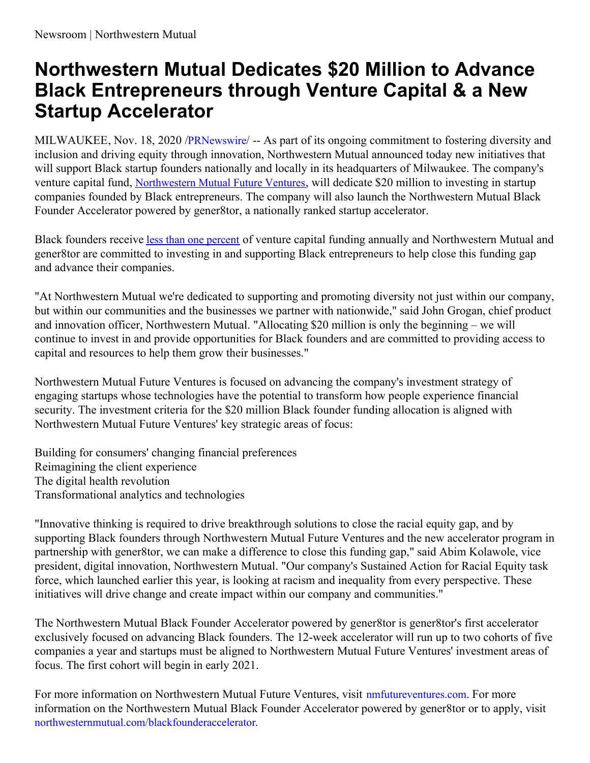Newsroom | Northwestern Mutual

# Northwestern Mutual Dedicates $20 Million to Advance Black Entrepreneurs through Venture Capital & a New Startup Accelerator

MILWAUKEE, Nov. 18, 2020 /PRNewswire/ -- As part of its ongoing commitment to fostering diversity and inclusion and driving equity through innovation, Northwestern Mutual announced today new initiatives that will support Black startup founders nationally and locally in its headquarters of Milwaukee. The company's venture capital fund, Northwestern Mutual Future Ventures, will dedicate $20 million to investing in startup companies founded by Black entrepreneurs. The company will also launch the Northwestern Mutual Black Founder Accelerator powered by gener8tor, a nationally ranked startup accelerator.

Black founders receive less than one percent of venture capital funding annually and Northwestern Mutual and gener8tor are committed to investing in and supporting Black entrepreneurs to help close this funding gap and advance their companies.

"At Northwestern Mutual we're dedicated to supporting and promoting diversity not just within our company, but within our communities and the businesses we partner with nationwide," said John Grogan, chief product and innovation officer, Northwestern Mutual. "Allocating $20 million is only the beginning – we will continue to invest in and provide opportunities for Black founders and are committed to providing access to capital and resources to help them grow their businesses."

Northwestern Mutual Future Ventures is focused on advancing the company's investment strategy of engaging startups whose technologies have the potential to transform how people experience financial security. The investment criteria for the $20 million Black founder funding allocation is aligned with Northwestern Mutual Future Ventures' key strategic areas of focus:

- Building for consumers' changing financial preferences
- Reimagining the client experience
- The digital health revolution
- Transformational analytics and technologies

"Innovative thinking is required to drive breakthrough solutions to close the racial equity gap, and by supporting Black founders through Northwestern Mutual Future Ventures and the new accelerator program in partnership with gener8tor, we can make a difference to close this funding gap," said Abim Kolawole, vice president, digital innovation, Northwestern Mutual. "Our company's Sustained Action for Racial Equity task force, which launched earlier this year, is looking at racism and inequality from every perspective. These initiatives will drive change and create impact within our company and communities."

The Northwestern Mutual Black Founder Accelerator powered by gener8tor is gener8tor's first accelerator exclusively focused on advancing Black founders. The 12-week accelerator will run up to two cohorts of five companies a year and startups must be aligned to Northwestern Mutual Future Ventures' investment areas of focus. The first cohort will begin in early 2021.

For more information on Northwestern Mutual Future Ventures, visit nmfutureventures.com. For more information on the Northwestern Mutual Black Founder Accelerator powered by gener8tor or to apply, visit northwesternmutual.com/blackfounderaccelerator.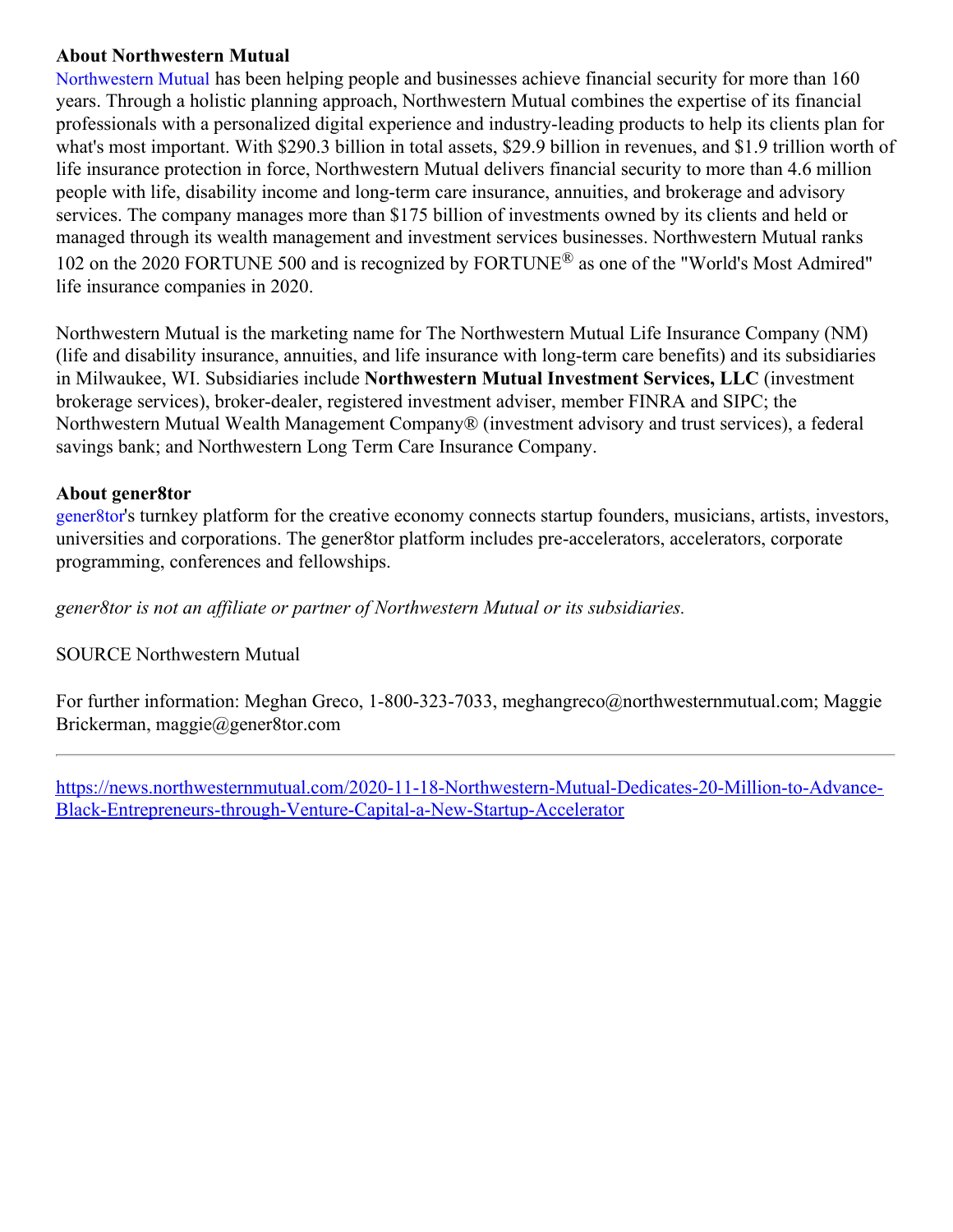**About Northwestern Mutual**

Northwestern Mutual has been helping people and businesses achieve financial security for more than 160 years. Through a holistic planning approach, Northwestern Mutual combines the expertise of its financial professionals with a personalized digital experience and industry-leading products to help its clients plan for what's most important. With $290.3 billion in total assets, $29.9 billion in revenues, and $1.9 trillion worth of life insurance protection in force, Northwestern Mutual delivers financial security to more than 4.6 million people with life, disability income and long-term care insurance, annuities, and brokerage and advisory services. The company manages more than $175 billion of investments owned by its clients and held or managed through its wealth management and investment services businesses. Northwestern Mutual ranks 102 on the 2020 FORTUNE 500 and is recognized by FORTUNE® as one of the "World's Most Admired" life insurance companies in 2020.

Northwestern Mutual is the marketing name for The Northwestern Mutual Life Insurance Company (NM) (life and disability insurance, annuities, and life insurance with long-term care benefits) and its subsidiaries in Milwaukee, WI. Subsidiaries include **Northwestern Mutual Investment Services, LLC** (investment brokerage services), broker-dealer, registered investment adviser, member FINRA and SIPC; the Northwestern Mutual Wealth Management Company® (investment advisory and trust services), a federal savings bank; and Northwestern Long Term Care Insurance Company.

**About gener8tor**

gener8tor's turnkey platform for the creative economy connects startup founders, musicians, artists, investors, universities and corporations. The gener8tor platform includes pre-accelerators, accelerators, corporate programming, conferences and fellowships.

*gener8tor is not an affiliate or partner of Northwestern Mutual or its subsidiaries.*

SOURCE Northwestern Mutual

For further information: Meghan Greco, 1-800-323-7033, meghangreco@northwesternmutual.com; Maggie Brickerman, maggie@gener8tor.com

---

https://news.northwesternmutual.com/2020-11-18-Northwestern-Mutual-Dedicates-20-Million-to-Advance-Black-Entrepreneurs-through-Venture-Capital-a-New-Startup-Accelerator